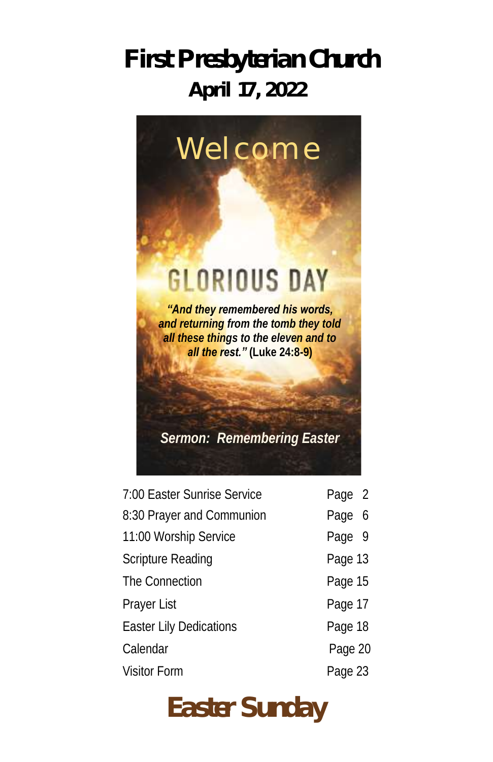# First Presbyterian Church

## April 17, 2022

Welcome

GLORIOUS DAY

*"And they remembered his words, and returning from the tomb they told all these things to the eleven and to all the rest."* **(Luke 24:8-9)**

***Sermon: Remembering Easter***

| | |
|---|---|
| 7:00 Easter Sunrise Service | Page 2 |
| 8:30 Prayer and Communion | Page 6 |
| 11:00 Worship Service | Page 9 |
| Scripture Reading | Page 13 |
| The Connection | Page 15 |
| Prayer List | Page 17 |
| Easter Lily Dedications | Page 18 |
| Calendar | Page 20 |
| Visitor Form | Page 23 |

## Easter Sunday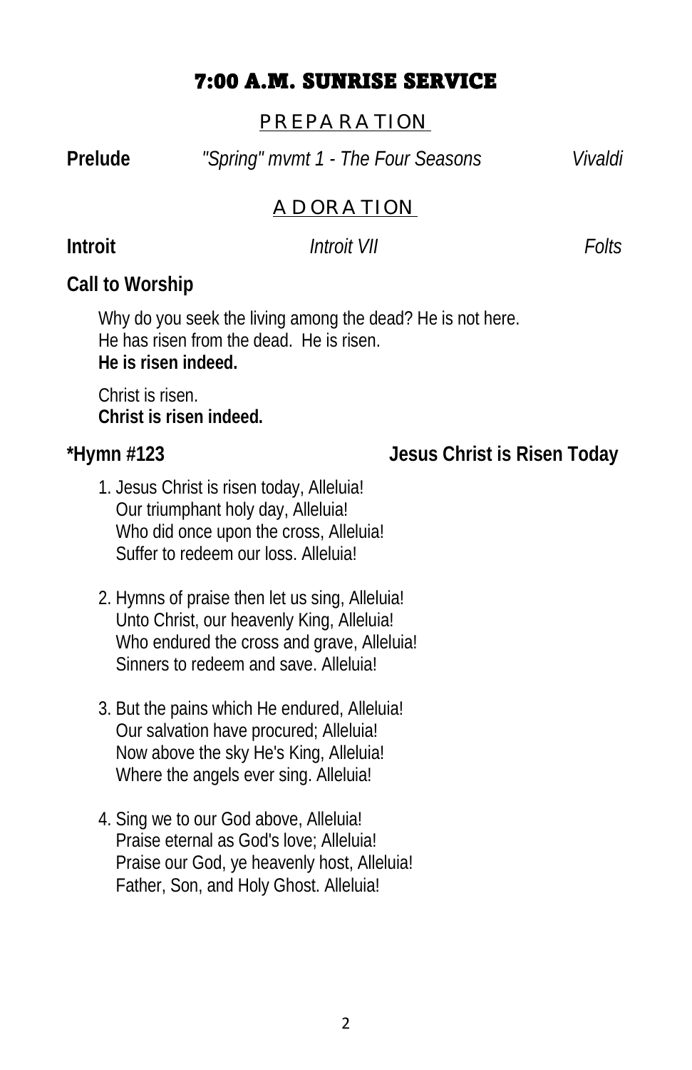# 7:00 A.M. SUNRISE SERVICE

## PREPARATION

**Prelude** *"Spring" mvmt 1 - The Four Seasons* *Vivaldi*

## ADORATION

**Introit** *Introit VII* *Folts*

**Call to Worship**

Why do you seek the living among the dead? He is not here.
He has risen from the dead. He is risen.
**He is risen indeed.**

Christ is risen.
**Christ is risen indeed.**

**\*Hymn #123** **Jesus Christ is Risen Today**

1. Jesus Christ is risen today, Alleluia!
   Our triumphant holy day, Alleluia!
   Who did once upon the cross, Alleluia!
   Suffer to redeem our loss. Alleluia!

2. Hymns of praise then let us sing, Alleluia!
   Unto Christ, our heavenly King, Alleluia!
   Who endured the cross and grave, Alleluia!
   Sinners to redeem and save. Alleluia!

3. But the pains which He endured, Alleluia!
   Our salvation have procured; Alleluia!
   Now above the sky He's King, Alleluia!
   Where the angels ever sing. Alleluia!

4. Sing we to our God above, Alleluia!
   Praise eternal as God's love; Alleluia!
   Praise our God, ye heavenly host, Alleluia!
   Father, Son, and Holy Ghost. Alleluia!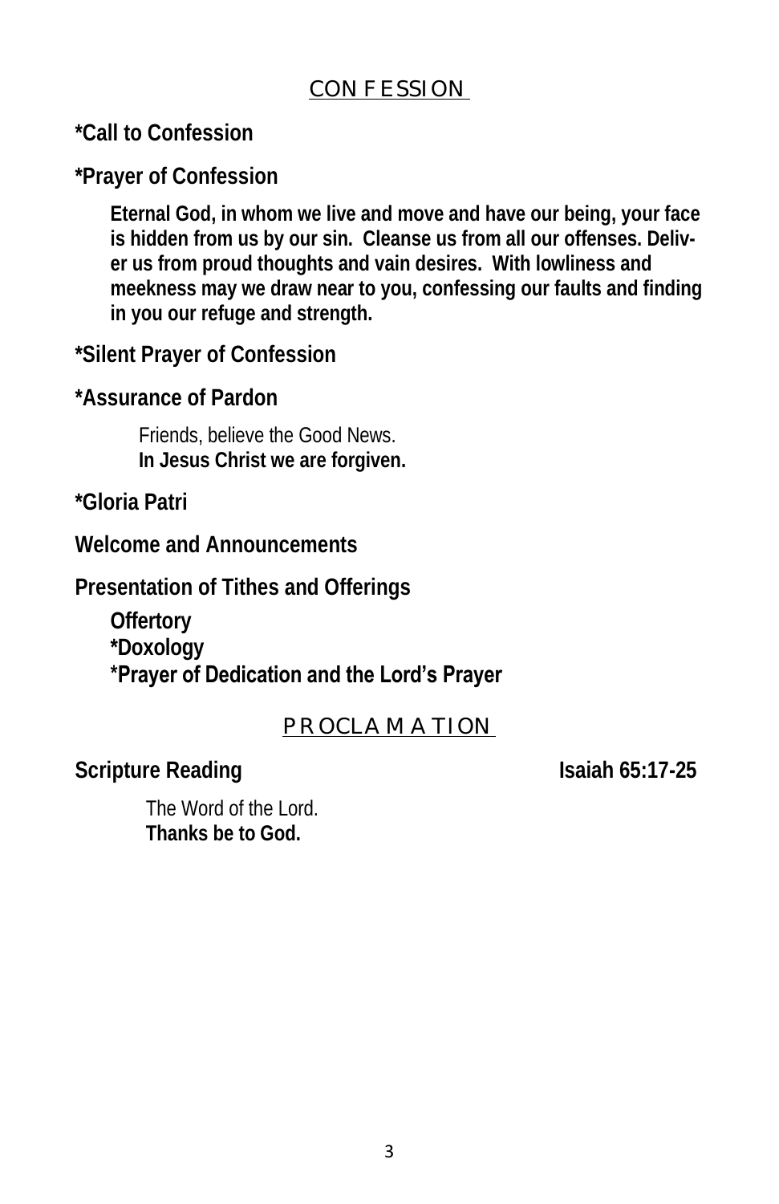## CONFESSION

**\*Call to Confession**

**\*Prayer of Confession**

**Eternal God, in whom we live and move and have our being, your face is hidden from us by our sin. Cleanse us from all our offenses. Deliver us from proud thoughts and vain desires. With lowliness and meekness may we draw near to you, confessing our faults and finding in you our refuge and strength.**

**\*Silent Prayer of Confession**

**\*Assurance of Pardon**

Friends, believe the Good News.
**In Jesus Christ we are forgiven.**

**\*Gloria Patri**

**Welcome and Announcements**

**Presentation of Tithes and Offerings**

**Offertory**
**\*Doxology**
**\*Prayer of Dedication and the Lord's Prayer**

## PROCLAMATION

**Scripture Reading** **Isaiah 65:17-25**

The Word of the Lord.
**Thanks be to God.**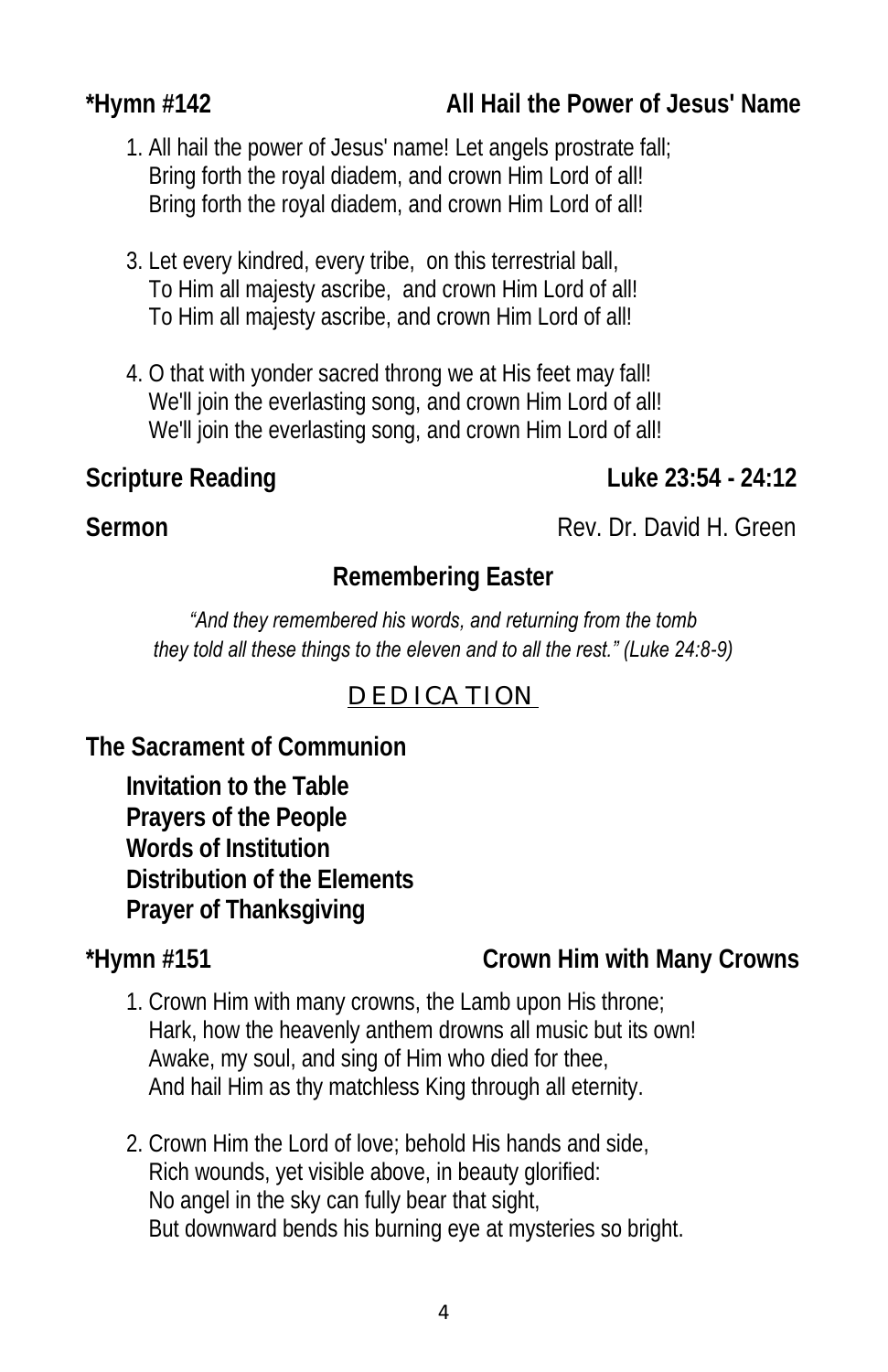**\*Hymn #142 — All Hail the Power of Jesus' Name**

1. All hail the power of Jesus' name! Let angels prostrate fall;
   Bring forth the royal diadem, and crown Him Lord of all!
   Bring forth the royal diadem, and crown Him Lord of all!

3. Let every kindred, every tribe, on this terrestrial ball,
   To Him all majesty ascribe, and crown Him Lord of all!
   To Him all majesty ascribe, and crown Him Lord of all!

4. O that with yonder sacred throng we at His feet may fall!
   We'll join the everlasting song, and crown Him Lord of all!
   We'll join the everlasting song, and crown Him Lord of all!

**Scripture Reading — Luke 23:54 - 24:12**

**Sermon** — Rev. Dr. David H. Green

**Remembering Easter**

*"And they remembered his words, and returning from the tomb they told all these things to the eleven and to all the rest." (Luke 24:8-9)*

## DEDICATION

**The Sacrament of Communion**

**Invitation to the Table**
**Prayers of the People**
**Words of Institution**
**Distribution of the Elements**
**Prayer of Thanksgiving**

**\*Hymn #151 — Crown Him with Many Crowns**

1. Crown Him with many crowns, the Lamb upon His throne;
   Hark, how the heavenly anthem drowns all music but its own!
   Awake, my soul, and sing of Him who died for thee,
   And hail Him as thy matchless King through all eternity.

2. Crown Him the Lord of love; behold His hands and side,
   Rich wounds, yet visible above, in beauty glorified:
   No angel in the sky can fully bear that sight,
   But downward bends his burning eye at mysteries so bright.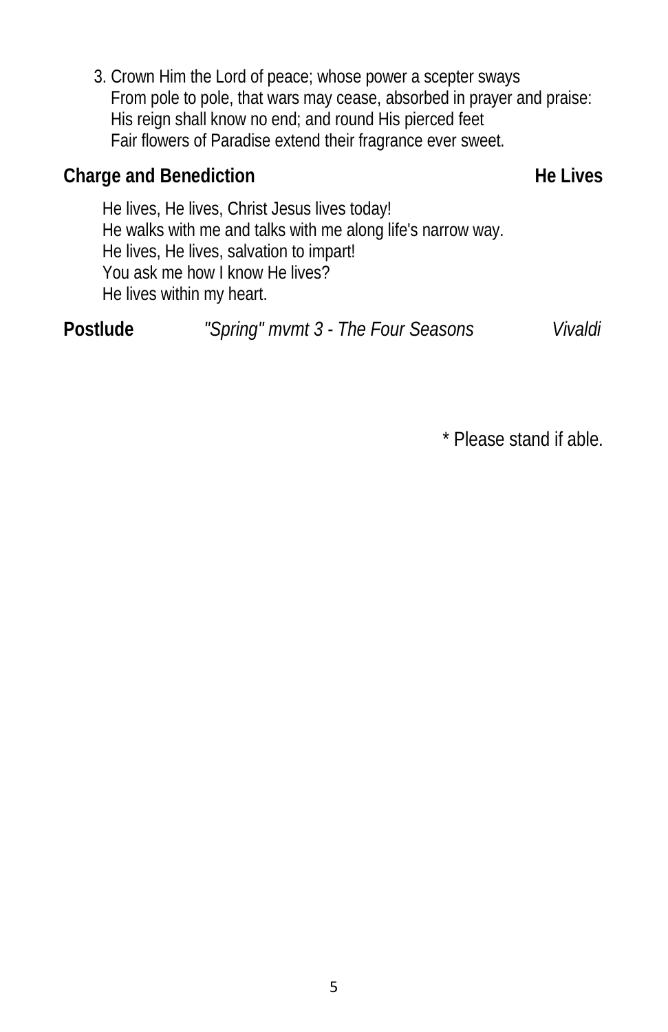3. Crown Him the Lord of peace; whose power a scepter sways
   From pole to pole, that wars may cease, absorbed in prayer and praise:
   His reign shall know no end; and round His pierced feet
   Fair flowers of Paradise extend their fragrance ever sweet.

**Charge and Benediction** **He Lives**

He lives, He lives, Christ Jesus lives today!
He walks with me and talks with me along life's narrow way.
He lives, He lives, salvation to impart!
You ask me how I know He lives?
He lives within my heart.

**Postlude** *"Spring" mvmt 3 - The Four Seasons* *Vivaldi*

* Please stand if able.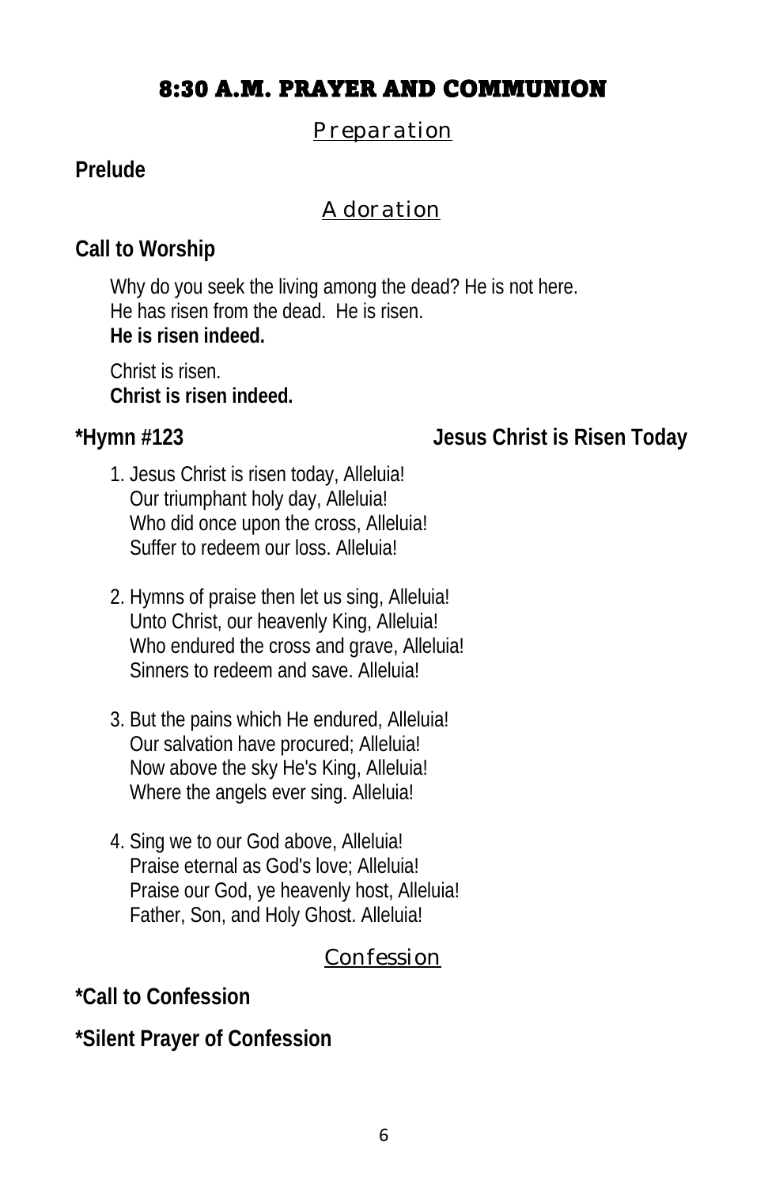# 8:30 A.M. PRAYER AND COMMUNION

## Preparation

**Prelude**

## Adoration

**Call to Worship**

Why do you seek the living among the dead? He is not here.
He has risen from the dead. He is risen.
**He is risen indeed.**

Christ is risen.
**Christ is risen indeed.**

**\*Hymn #123** **Jesus Christ is Risen Today**

1. Jesus Christ is risen today, Alleluia!
   Our triumphant holy day, Alleluia!
   Who did once upon the cross, Alleluia!
   Suffer to redeem our loss. Alleluia!

2. Hymns of praise then let us sing, Alleluia!
   Unto Christ, our heavenly King, Alleluia!
   Who endured the cross and grave, Alleluia!
   Sinners to redeem and save. Alleluia!

3. But the pains which He endured, Alleluia!
   Our salvation have procured; Alleluia!
   Now above the sky He's King, Alleluia!
   Where the angels ever sing. Alleluia!

4. Sing we to our God above, Alleluia!
   Praise eternal as God's love; Alleluia!
   Praise our God, ye heavenly host, Alleluia!
   Father, Son, and Holy Ghost. Alleluia!

## Confession

**\*Call to Confession**

**\*Silent Prayer of Confession**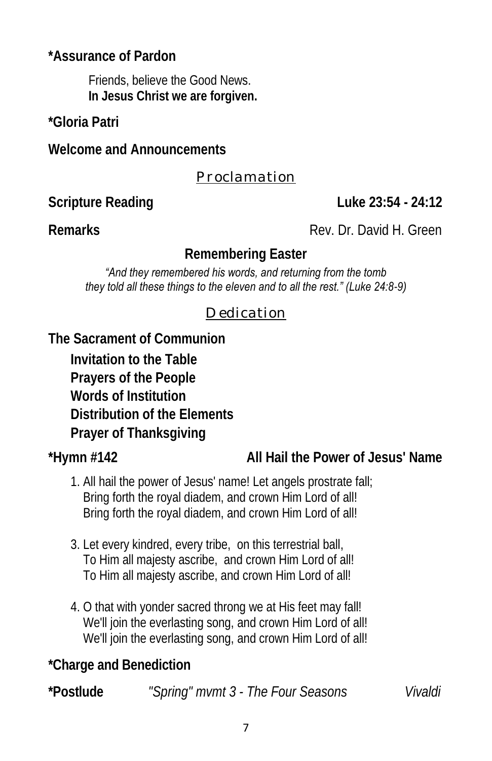**\*Assurance of Pardon**

Friends, believe the Good News.
**In Jesus Christ we are forgiven.**

**\*Gloria Patri**

**Welcome and Announcements**

## Proclamation

**Scripture Reading** **Luke 23:54 - 24:12**

**Remarks** Rev. Dr. David H. Green

**Remembering Easter**

*"And they remembered his words, and returning from the tomb they told all these things to the eleven and to all the rest." (Luke 24:8-9)*

## Dedication

**The Sacrament of Communion**

- **Invitation to the Table**
- **Prayers of the People**
- **Words of Institution**
- **Distribution of the Elements**
- **Prayer of Thanksgiving**

**\*Hymn #142** **All Hail the Power of Jesus' Name**

1. All hail the power of Jesus' name! Let angels prostrate fall;
   Bring forth the royal diadem, and crown Him Lord of all!
   Bring forth the royal diadem, and crown Him Lord of all!

3. Let every kindred, every tribe, on this terrestrial ball,
   To Him all majesty ascribe, and crown Him Lord of all!
   To Him all majesty ascribe, and crown Him Lord of all!

4. O that with yonder sacred throng we at His feet may fall!
   We'll join the everlasting song, and crown Him Lord of all!
   We'll join the everlasting song, and crown Him Lord of all!

**\*Charge and Benediction**

**\*Postlude** *"Spring" mvmt 3 - The Four Seasons* *Vivaldi*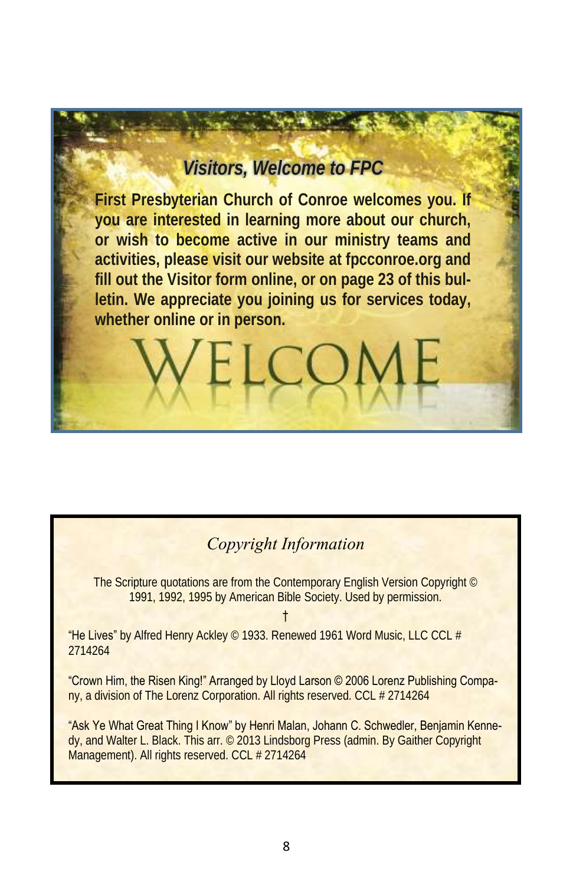## *Visitors, Welcome to FPC*

**First Presbyterian Church of Conroe welcomes you. If you are interested in learning more about our church, or wish to become active in our ministry teams and activities, please visit our website at fpcconroe.org and fill out the Visitor form online, or on page 23 of this bulletin. We appreciate you joining us for services today, whether online or in person.**

WELCOME

## *Copyright Information*

The Scripture quotations are from the Contemporary English Version Copyright © 1991, 1992, 1995 by American Bible Society. Used by permission.

†

"He Lives" by Alfred Henry Ackley © 1933. Renewed 1961 Word Music, LLC CCL # 2714264

"Crown Him, the Risen King!" Arranged by Lloyd Larson © 2006 Lorenz Publishing Company, a division of The Lorenz Corporation. All rights reserved. CCL # 2714264

"Ask Ye What Great Thing I Know" by Henri Malan, Johann C. Schwedler, Benjamin Kennedy, and Walter L. Black. This arr. © 2013 Lindsborg Press (admin. By Gaither Copyright Management). All rights reserved. CCL # 2714264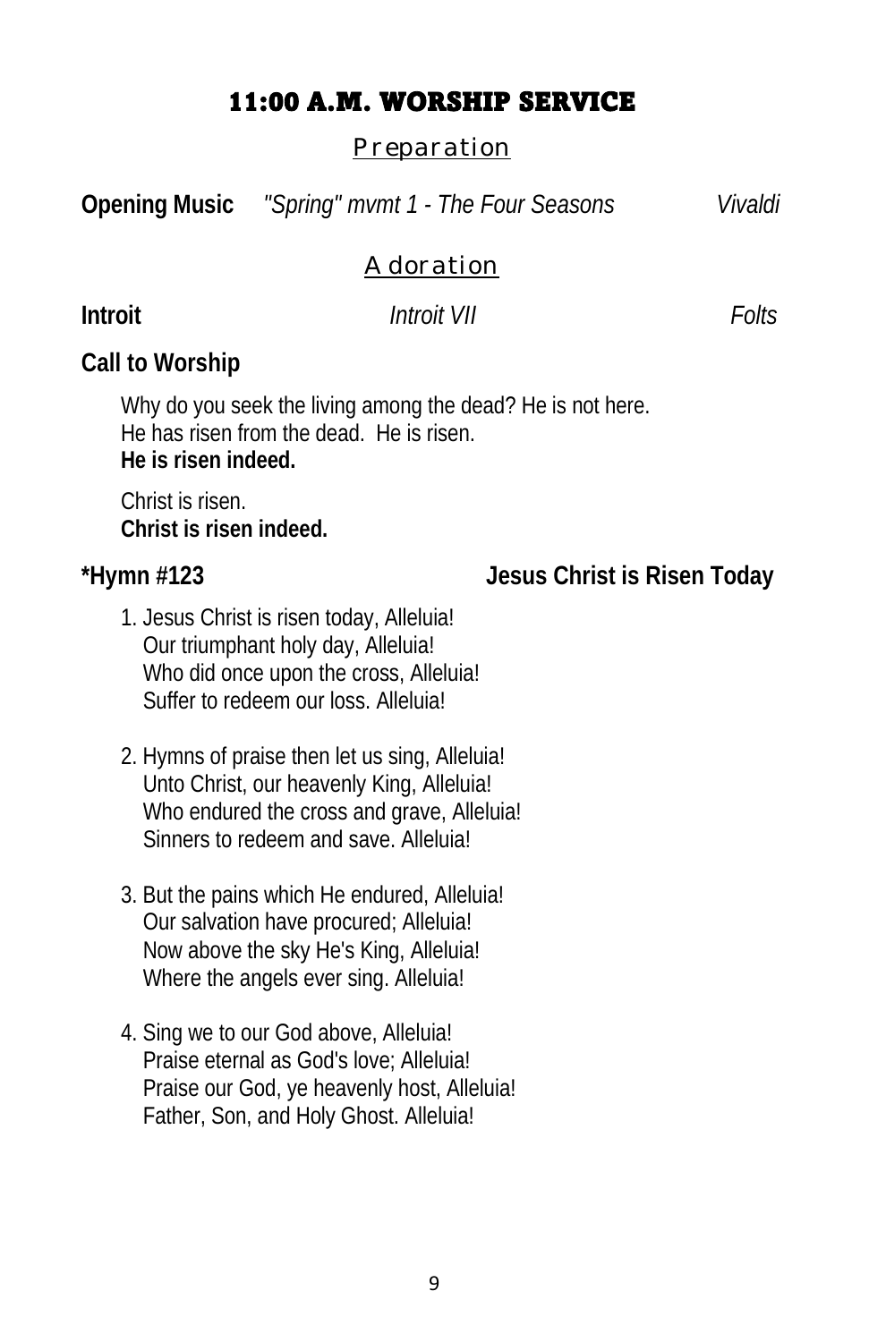# 11:00 A.M. WORSHIP SERVICE

## Preparation

**Opening Music** *"Spring" mvmt 1 - The Four Seasons* *Vivaldi*

## Adoration

**Introit** *Introit VII* *Folts*

**Call to Worship**

Why do you seek the living among the dead? He is not here.
He has risen from the dead. He is risen.
**He is risen indeed.**

Christ is risen.
**Christ is risen indeed.**

**\*Hymn #123** **Jesus Christ is Risen Today**

1. Jesus Christ is risen today, Alleluia!
   Our triumphant holy day, Alleluia!
   Who did once upon the cross, Alleluia!
   Suffer to redeem our loss. Alleluia!

2. Hymns of praise then let us sing, Alleluia!
   Unto Christ, our heavenly King, Alleluia!
   Who endured the cross and grave, Alleluia!
   Sinners to redeem and save. Alleluia!

3. But the pains which He endured, Alleluia!
   Our salvation have procured; Alleluia!
   Now above the sky He's King, Alleluia!
   Where the angels ever sing. Alleluia!

4. Sing we to our God above, Alleluia!
   Praise eternal as God's love; Alleluia!
   Praise our God, ye heavenly host, Alleluia!
   Father, Son, and Holy Ghost. Alleluia!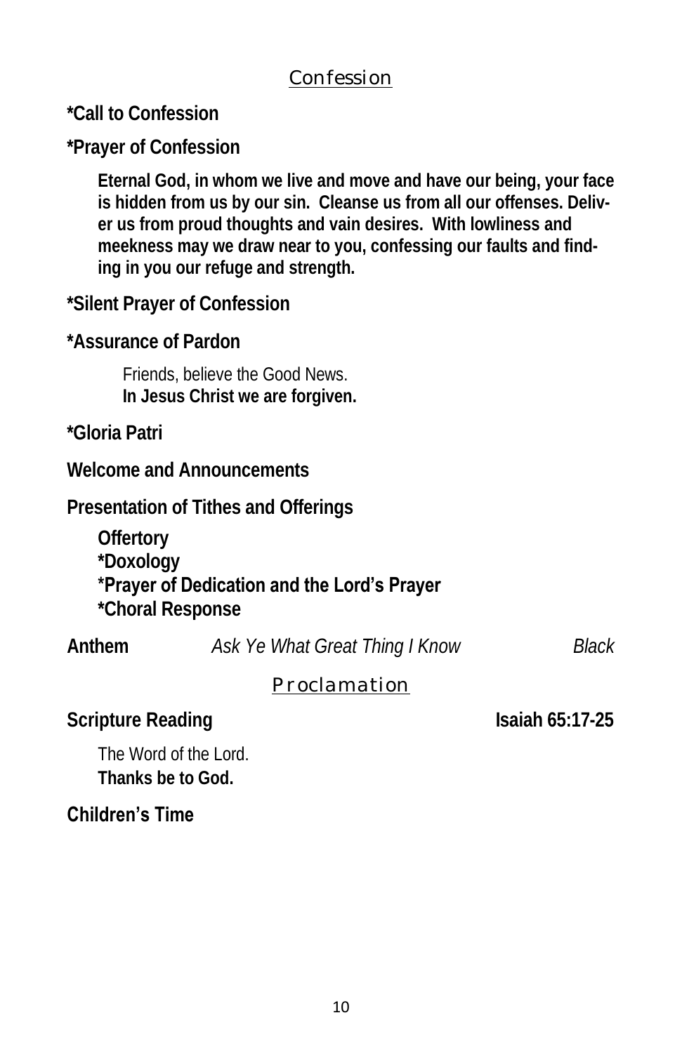## Confession

**\*Call to Confession**

**\*Prayer of Confession**

**Eternal God, in whom we live and move and have our being, your face is hidden from us by our sin. Cleanse us from all our offenses. Deliver us from proud thoughts and vain desires. With lowliness and meekness may we draw near to you, confessing our faults and finding in you our refuge and strength.**

**\*Silent Prayer of Confession**

**\*Assurance of Pardon**

Friends, believe the Good News.
**In Jesus Christ we are forgiven.**

**\*Gloria Patri**

**Welcome and Announcements**

**Presentation of Tithes and Offerings**

**Offertory**
**\*Doxology**
**\*Prayer of Dedication and the Lord's Prayer**
**\*Choral Response**

**Anthem** *Ask Ye What Great Thing I Know* *Black*

## Proclamation

**Scripture Reading** **Isaiah 65:17-25**

The Word of the Lord.
**Thanks be to God.**

**Children's Time**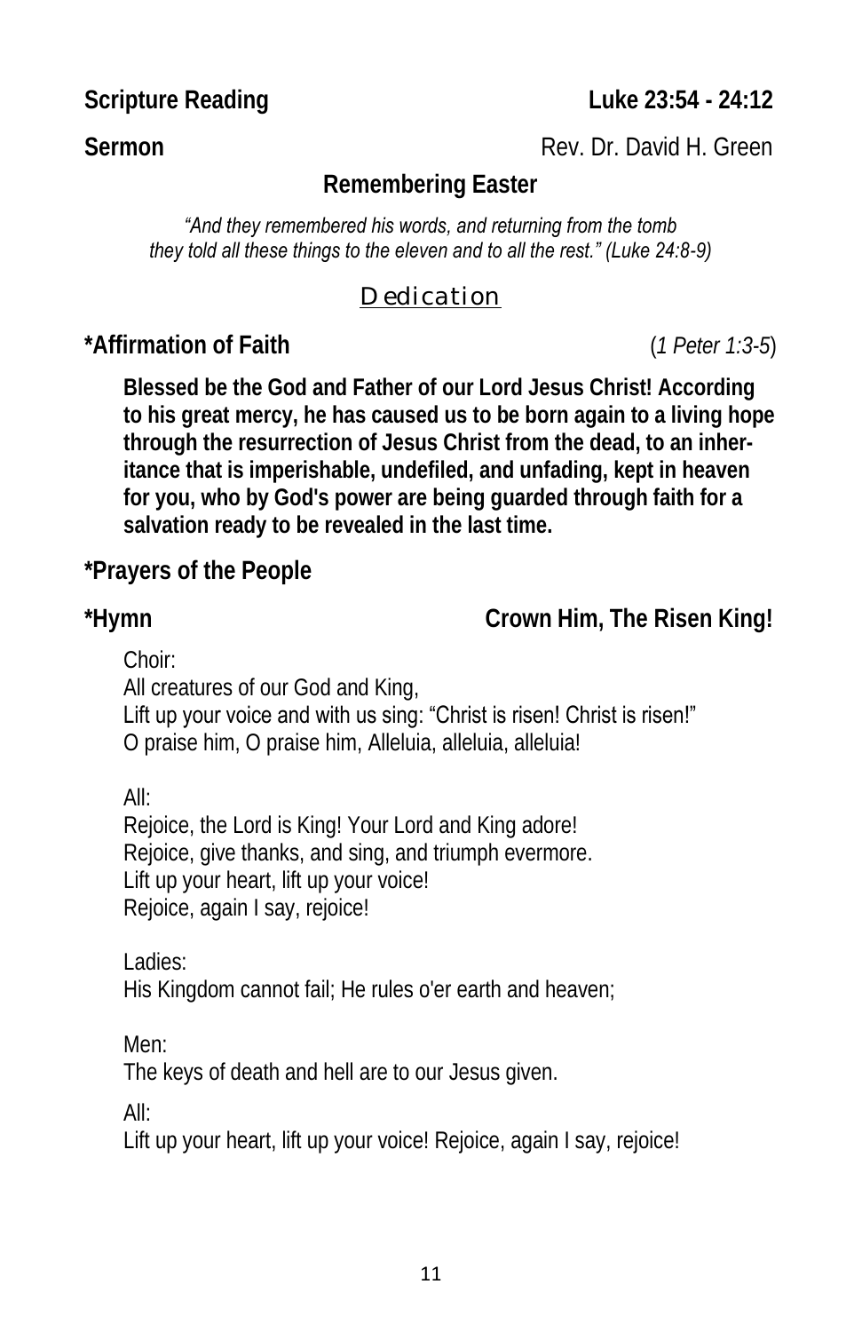**Scripture Reading** **Luke 23:54 - 24:12**

**Sermon** Rev. Dr. David H. Green

**Remembering Easter**

*"And they remembered his words, and returning from the tomb they told all these things to the eleven and to all the rest." (Luke 24:8-9)*

## Dedication

**\*Affirmation of Faith** (*1 Peter 1:3-5*)

**Blessed be the God and Father of our Lord Jesus Christ! According to his great mercy, he has caused us to be born again to a living hope through the resurrection of Jesus Christ from the dead, to an inheritance that is imperishable, undefiled, and unfading, kept in heaven for you, who by God's power are being guarded through faith for a salvation ready to be revealed in the last time.**

**\*Prayers of the People**

**\*Hymn** **Crown Him, The Risen King!**

Choir:
All creatures of our God and King,
Lift up your voice and with us sing: "Christ is risen! Christ is risen!"
O praise him, O praise him, Alleluia, alleluia, alleluia!

All:
Rejoice, the Lord is King! Your Lord and King adore!
Rejoice, give thanks, and sing, and triumph evermore.
Lift up your heart, lift up your voice!
Rejoice, again I say, rejoice!

Ladies:
His Kingdom cannot fail; He rules o'er earth and heaven;

Men:
The keys of death and hell are to our Jesus given.

All:
Lift up your heart, lift up your voice! Rejoice, again I say, rejoice!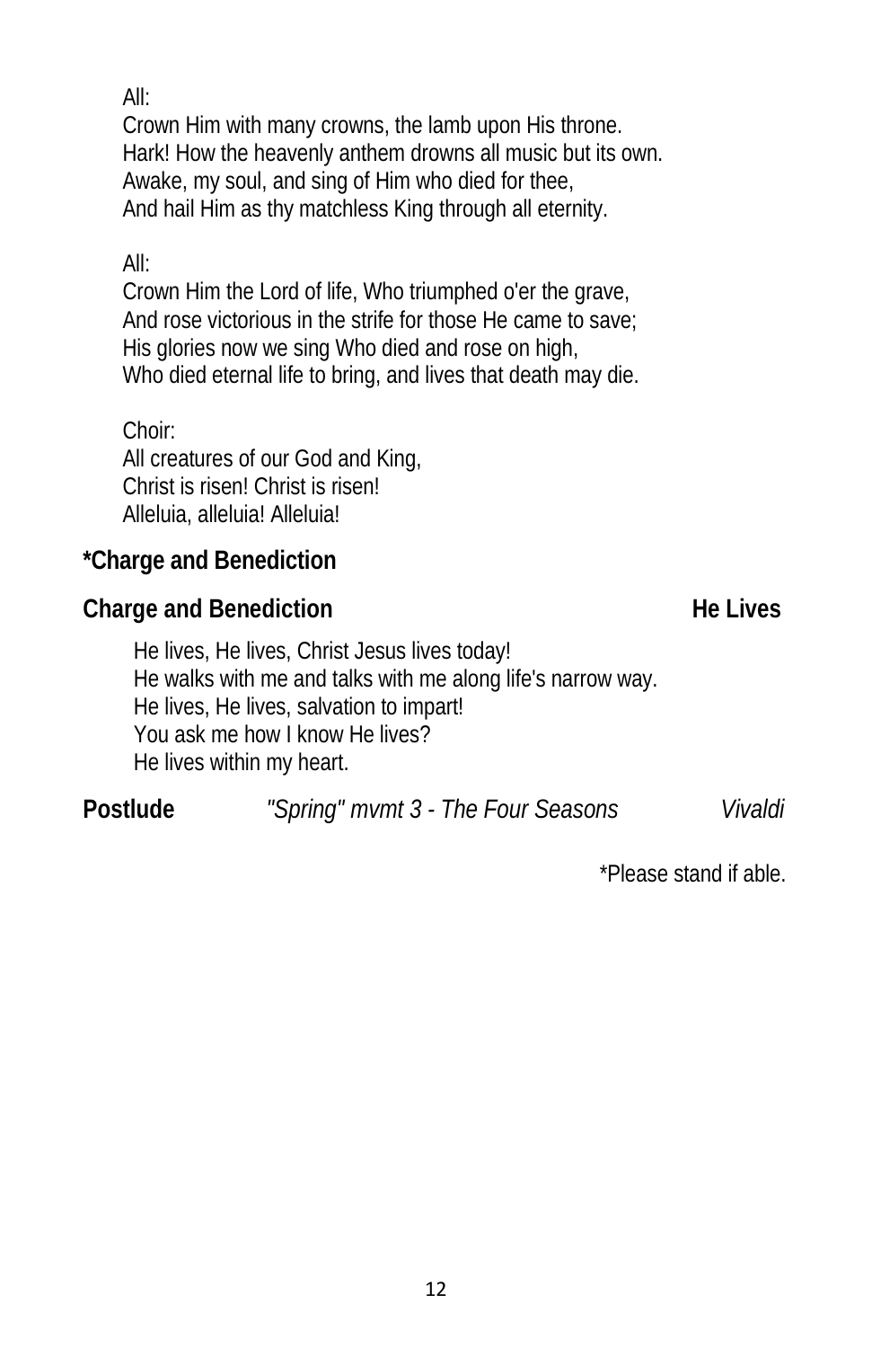All:
Crown Him with many crowns, the lamb upon His throne.
Hark! How the heavenly anthem drowns all music but its own.
Awake, my soul, and sing of Him who died for thee,
And hail Him as thy matchless King through all eternity.

All:
Crown Him the Lord of life, Who triumphed o'er the grave,
And rose victorious in the strife for those He came to save;
His glories now we sing Who died and rose on high,
Who died eternal life to bring, and lives that death may die.

Choir:
All creatures of our God and King,
Christ is risen! Christ is risen!
Alleluia, alleluia! Alleluia!

**\*Charge and Benediction**

**Charge and Benediction** **He Lives**

He lives, He lives, Christ Jesus lives today!
He walks with me and talks with me along life's narrow way.
He lives, He lives, salvation to impart!
You ask me how I know He lives?
He lives within my heart.

**Postlude** *"Spring" mvmt 3 - The Four Seasons* *Vivaldi*

\*Please stand if able.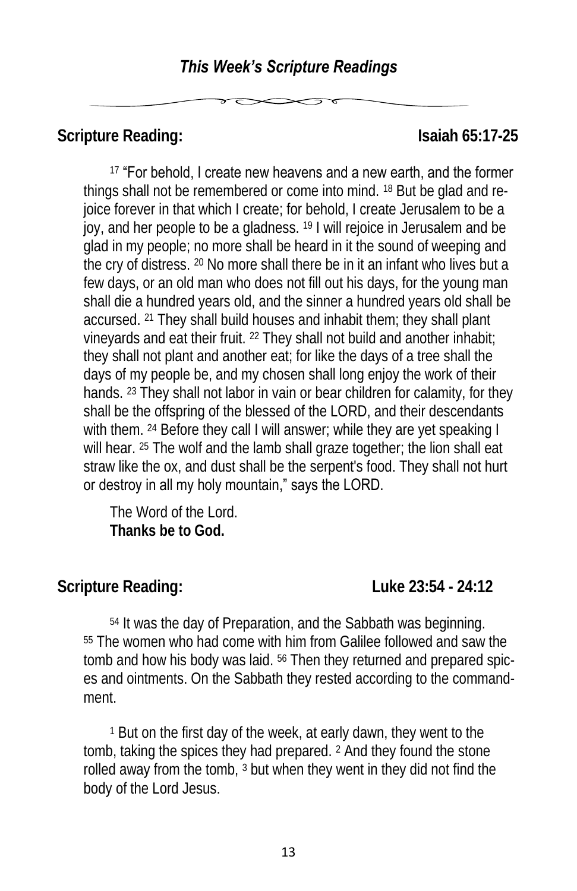## *This Week's Scripture Readings*

**Scripture Reading: Isaiah 65:17-25**

[17] "For behold, I create new heavens and a new earth, and the former things shall not be remembered or come into mind. [18] But be glad and rejoice forever in that which I create; for behold, I create Jerusalem to be a joy, and her people to be a gladness. [19] I will rejoice in Jerusalem and be glad in my people; no more shall be heard in it the sound of weeping and the cry of distress. [20] No more shall there be in it an infant who lives but a few days, or an old man who does not fill out his days, for the young man shall die a hundred years old, and the sinner a hundred years old shall be accursed. [21] They shall build houses and inhabit them; they shall plant vineyards and eat their fruit. [22] They shall not build and another inhabit; they shall not plant and another eat; for like the days of a tree shall the days of my people be, and my chosen shall long enjoy the work of their hands. [23] They shall not labor in vain or bear children for calamity, for they shall be the offspring of the blessed of the LORD, and their descendants with them. [24] Before they call I will answer; while they are yet speaking I will hear. [25] The wolf and the lamb shall graze together; the lion shall eat straw like the ox, and dust shall be the serpent's food. They shall not hurt or destroy in all my holy mountain," says the LORD.

The Word of the Lord.
**Thanks be to God.**

**Scripture Reading: Luke 23:54 - 24:12**

[54] It was the day of Preparation, and the Sabbath was beginning. [55] The women who had come with him from Galilee followed and saw the tomb and how his body was laid. [56] Then they returned and prepared spices and ointments. On the Sabbath they rested according to the commandment.

[1] But on the first day of the week, at early dawn, they went to the tomb, taking the spices they had prepared. [2] And they found the stone rolled away from the tomb, [3] but when they went in they did not find the body of the Lord Jesus.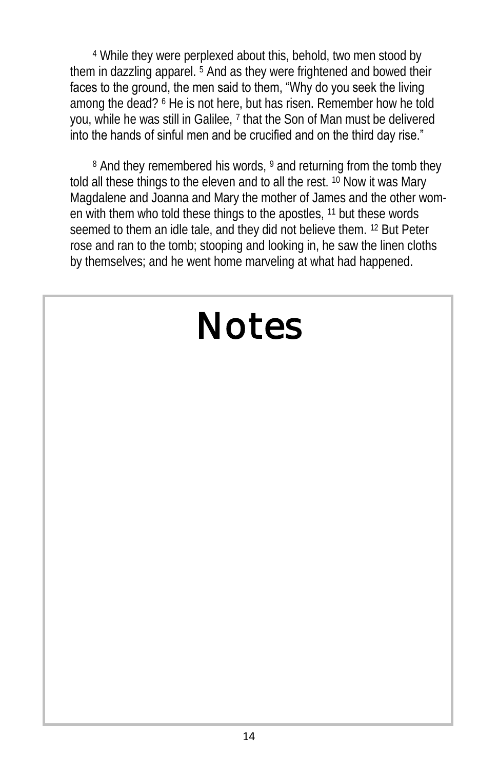[4] While they were perplexed about this, behold, two men stood by them in dazzling apparel. [5] And as they were frightened and bowed their faces to the ground, the men said to them, “Why do you seek the living among the dead? [6] He is not here, but has risen. Remember how he told you, while he was still in Galilee, [7] that the Son of Man must be delivered into the hands of sinful men and be crucified and on the third day rise.”

[8] And they remembered his words, [9] and returning from the tomb they told all these things to the eleven and to all the rest. [10] Now it was Mary Magdalene and Joanna and Mary the mother of James and the other women with them who told these things to the apostles, [11] but these words seemed to them an idle tale, and they did not believe them. [12] But Peter rose and ran to the tomb; stooping and looking in, he saw the linen cloths by themselves; and he went home marveling at what had happened.

# Notes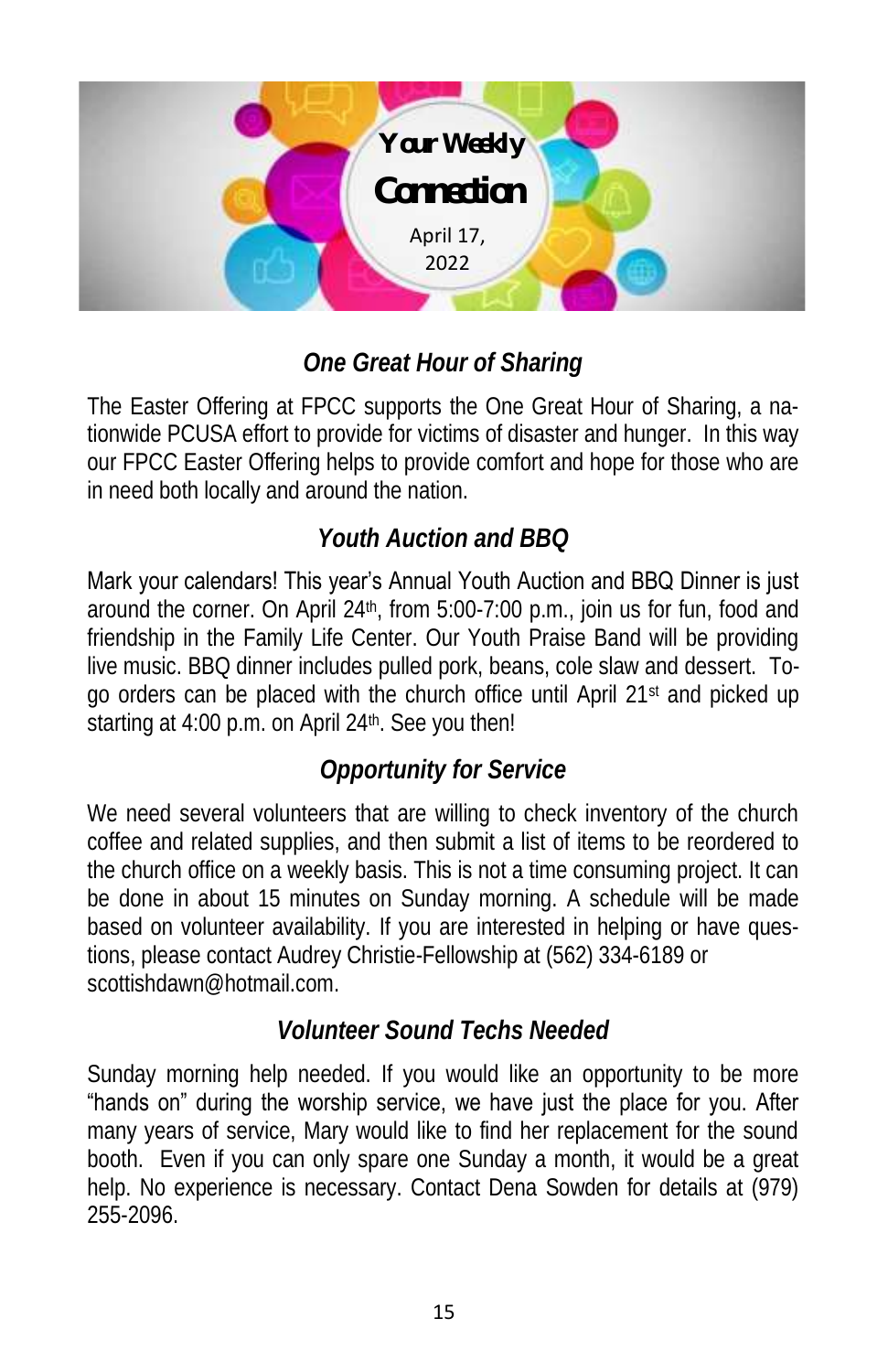# Your Weekly Connection

April 17, 2022

## *One Great Hour of Sharing*

The Easter Offering at FPCC supports the One Great Hour of Sharing, a nationwide PCUSA effort to provide for victims of disaster and hunger. In this way our FPCC Easter Offering helps to provide comfort and hope for those who are in need both locally and around the nation.

## *Youth Auction and BBQ*

Mark your calendars! This year's Annual Youth Auction and BBQ Dinner is just around the corner. On April 24th, from 5:00-7:00 p.m., join us for fun, food and friendship in the Family Life Center. Our Youth Praise Band will be providing live music. BBQ dinner includes pulled pork, beans, cole slaw and dessert. To-go orders can be placed with the church office until April 21st and picked up starting at 4:00 p.m. on April 24th. See you then!

## *Opportunity for Service*

We need several volunteers that are willing to check inventory of the church coffee and related supplies, and then submit a list of items to be reordered to the church office on a weekly basis. This is not a time consuming project. It can be done in about 15 minutes on Sunday morning. A schedule will be made based on volunteer availability. If you are interested in helping or have questions, please contact Audrey Christie-Fellowship at (562) 334-6189 or scottishdawn@hotmail.com.

## *Volunteer Sound Techs Needed*

Sunday morning help needed. If you would like an opportunity to be more "hands on" during the worship service, we have just the place for you. After many years of service, Mary would like to find her replacement for the sound booth. Even if you can only spare one Sunday a month, it would be a great help. No experience is necessary. Contact Dena Sowden for details at (979) 255-2096.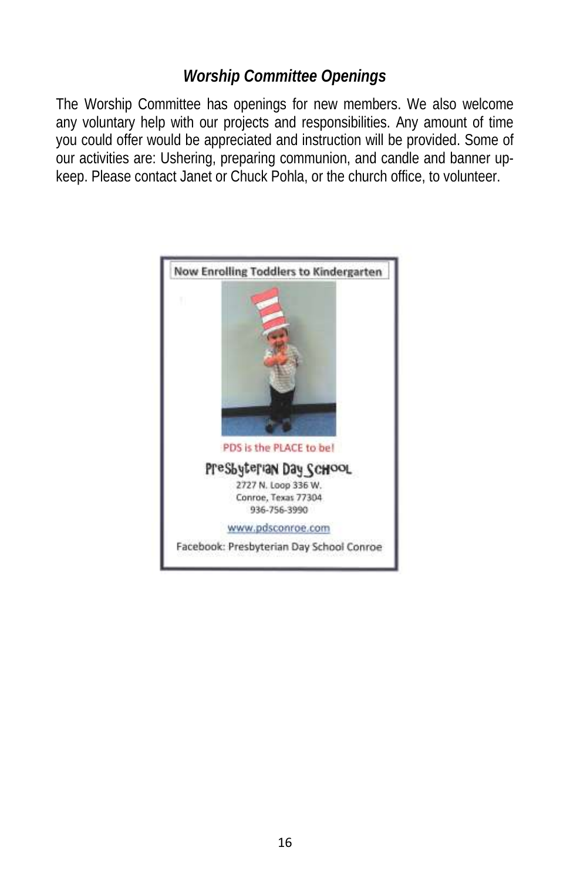### *Worship Committee Openings*

The Worship Committee has openings for new members. We also welcome any voluntary help with our projects and responsibilities. Any amount of time you could offer would be appreciated and instruction will be provided. Some of our activities are: Ushering, preparing communion, and candle and banner up-keep. Please contact Janet or Chuck Pohla, or the church office, to volunteer.

**Now Enrolling Toddlers to Kindergarten**

PDS is the PLACE to be!

**Presbyterian Day School**

2727 N. Loop 336 W.
Conroe, Texas 77304
936-756-3990

www.pdsconroe.com

Facebook: Presbyterian Day School Conroe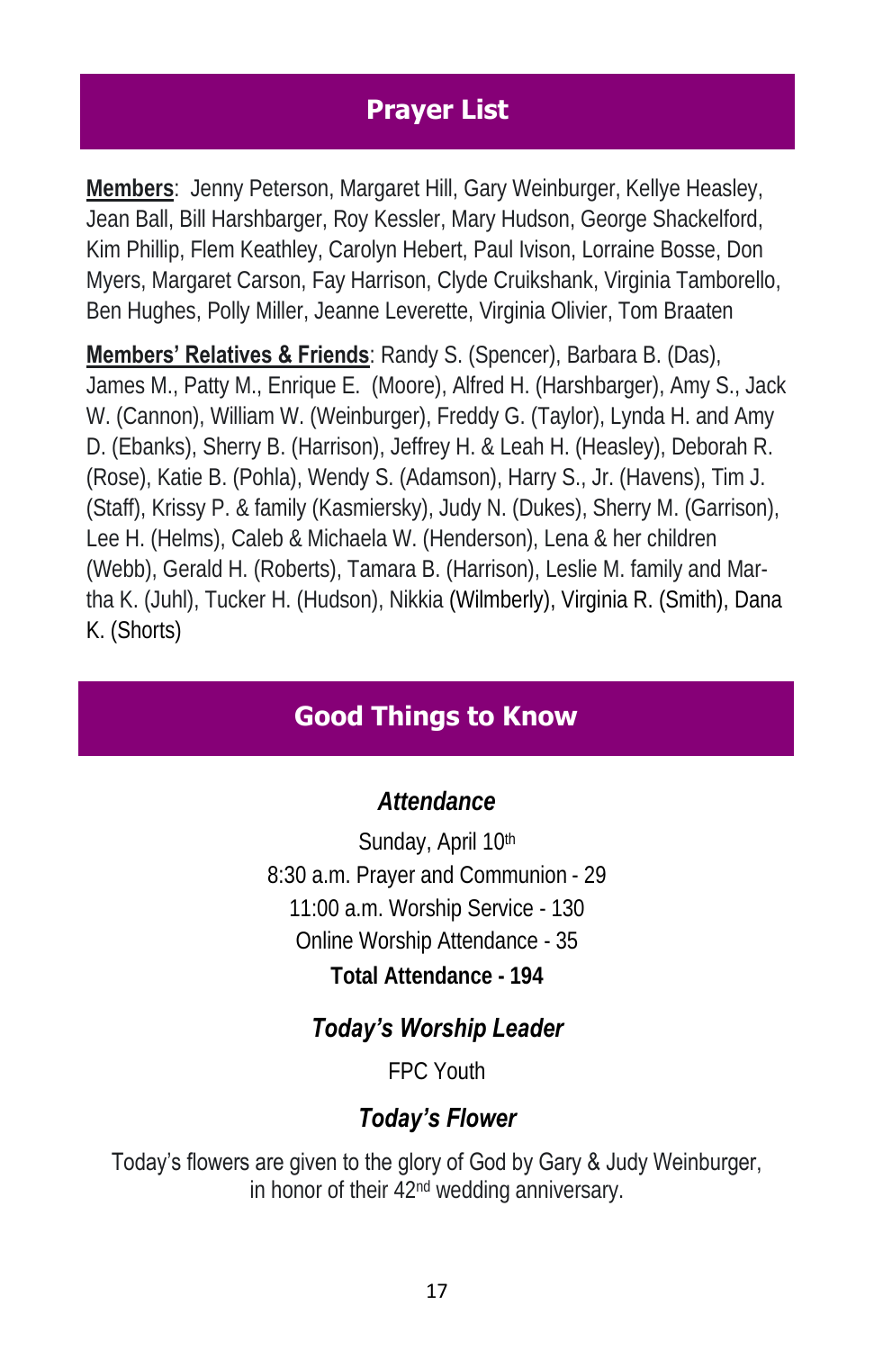## Prayer List

**Members**: Jenny Peterson, Margaret Hill, Gary Weinburger, Kellye Heasley, Jean Ball, Bill Harshbarger, Roy Kessler, Mary Hudson, George Shackelford, Kim Phillip, Flem Keathley, Carolyn Hebert, Paul Ivison, Lorraine Bosse, Don Myers, Margaret Carson, Fay Harrison, Clyde Cruikshank, Virginia Tamborello, Ben Hughes, Polly Miller, Jeanne Leverette, Virginia Olivier, Tom Braaten

**Members' Relatives & Friends**: Randy S. (Spencer), Barbara B. (Das), James M., Patty M., Enrique E. (Moore), Alfred H. (Harshbarger), Amy S., Jack W. (Cannon), William W. (Weinburger), Freddy G. (Taylor), Lynda H. and Amy D. (Ebanks), Sherry B. (Harrison), Jeffrey H. & Leah H. (Heasley), Deborah R. (Rose), Katie B. (Pohla), Wendy S. (Adamson), Harry S., Jr. (Havens), Tim J. (Staff), Krissy P. & family (Kasmiersky), Judy N. (Dukes), Sherry M. (Garrison), Lee H. (Helms), Caleb & Michaela W. (Henderson), Lena & her children (Webb), Gerald H. (Roberts), Tamara B. (Harrison), Leslie M. family and Martha K. (Juhl), Tucker H. (Hudson), Nikkia (Wilmberly), Virginia R. (Smith), Dana K. (Shorts)

## Good Things to Know

### *Attendance*

Sunday, April 10th
8:30 a.m. Prayer and Communion - 29
11:00 a.m. Worship Service - 130
Online Worship Attendance - 35
**Total Attendance - 194**

### *Today's Worship Leader*

FPC Youth

### *Today's Flower*

Today's flowers are given to the glory of God by Gary & Judy Weinburger, in honor of their 42nd wedding anniversary.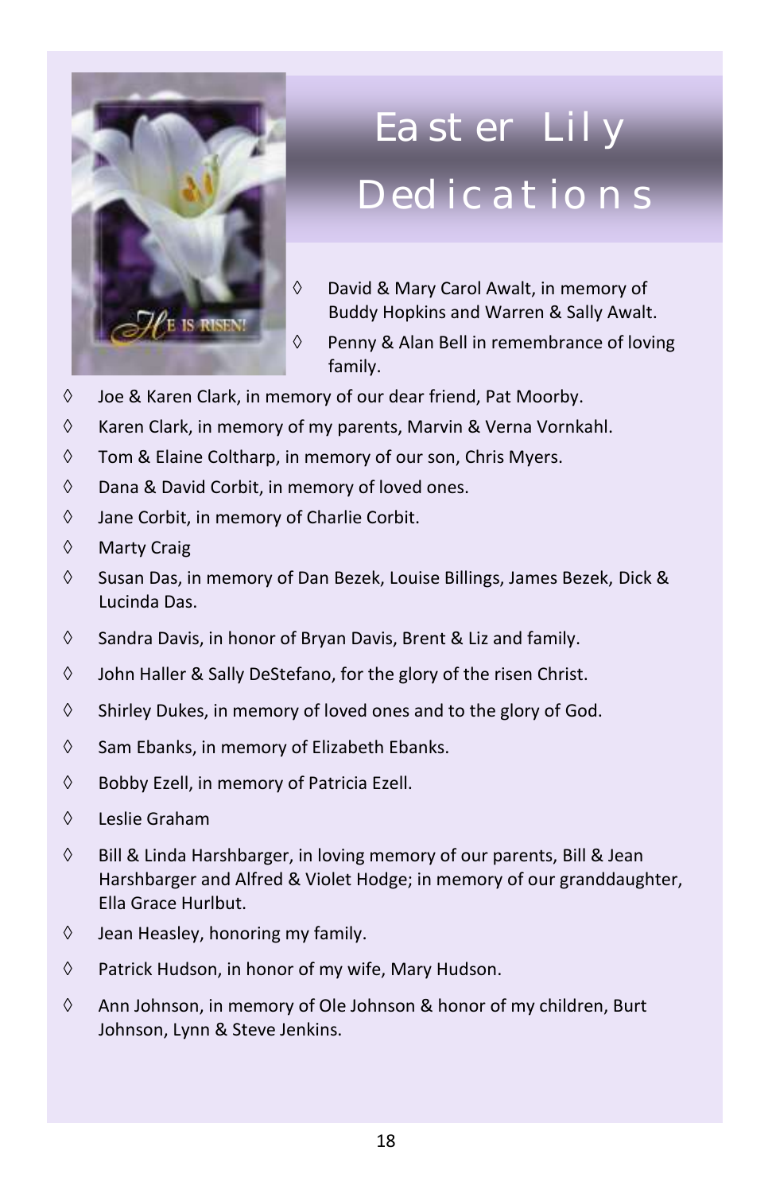# Easter Lily Dedications

- David & Mary Carol Awalt, in memory of Buddy Hopkins and Warren & Sally Awalt.
- Penny & Alan Bell in remembrance of loving family.
- Joe & Karen Clark, in memory of our dear friend, Pat Moorby.
- Karen Clark, in memory of my parents, Marvin & Verna Vornkahl.
- Tom & Elaine Coltharp, in memory of our son, Chris Myers.
- Dana & David Corbit, in memory of loved ones.
- Jane Corbit, in memory of Charlie Corbit.
- Marty Craig
- Susan Das, in memory of Dan Bezek, Louise Billings, James Bezek, Dick & Lucinda Das.
- Sandra Davis, in honor of Bryan Davis, Brent & Liz and family.
- John Haller & Sally DeStefano, for the glory of the risen Christ.
- Shirley Dukes, in memory of loved ones and to the glory of God.
- Sam Ebanks, in memory of Elizabeth Ebanks.
- Bobby Ezell, in memory of Patricia Ezell.
- Leslie Graham
- Bill & Linda Harshbarger, in loving memory of our parents, Bill & Jean Harshbarger and Alfred & Violet Hodge; in memory of our granddaughter, Ella Grace Hurlbut.
- Jean Heasley, honoring my family.
- Patrick Hudson, in honor of my wife, Mary Hudson.
- Ann Johnson, in memory of Ole Johnson & honor of my children, Burt Johnson, Lynn & Steve Jenkins.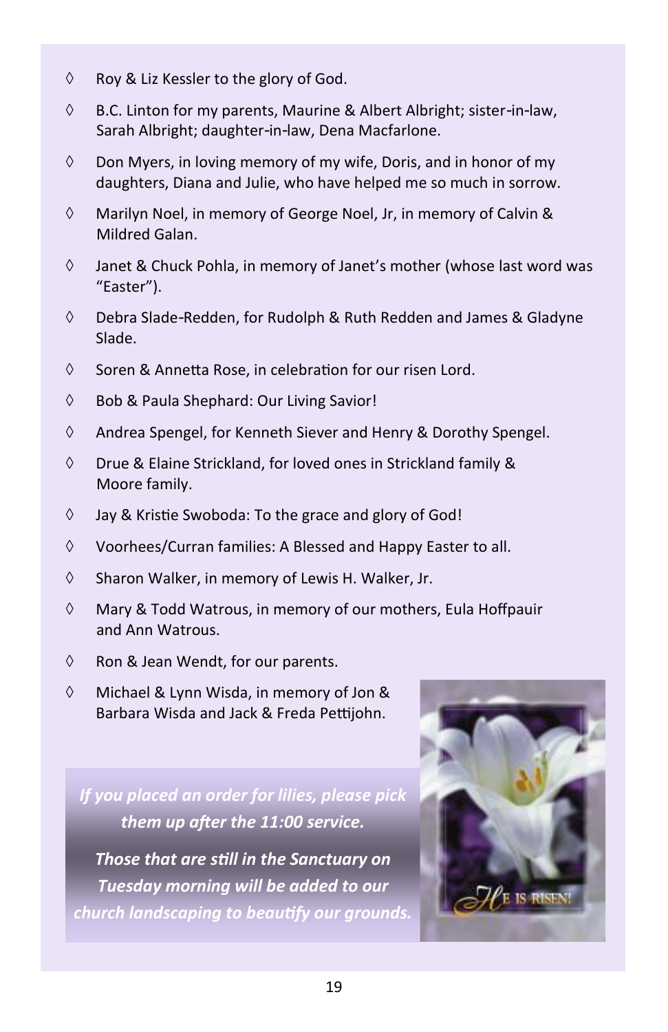- Roy & Liz Kessler to the glory of God.
- B.C. Linton for my parents, Maurine & Albert Albright; sister-in-law, Sarah Albright; daughter-in-law, Dena Macfarlone.
- Don Myers, in loving memory of my wife, Doris, and in honor of my daughters, Diana and Julie, who have helped me so much in sorrow.
- Marilyn Noel, in memory of George Noel, Jr, in memory of Calvin & Mildred Galan.
- Janet & Chuck Pohla, in memory of Janet's mother (whose last word was "Easter").
- Debra Slade-Redden, for Rudolph & Ruth Redden and James & Gladyne Slade.
- Soren & Annetta Rose, in celebration for our risen Lord.
- Bob & Paula Shephard: Our Living Savior!
- Andrea Spengel, for Kenneth Siever and Henry & Dorothy Spengel.
- Drue & Elaine Strickland, for loved ones in Strickland family & Moore family.
- Jay & Kristie Swoboda: To the grace and glory of God!
- Voorhees/Curran families: A Blessed and Happy Easter to all.
- Sharon Walker, in memory of Lewis H. Walker, Jr.
- Mary & Todd Watrous, in memory of our mothers, Eula Hoffpauir and Ann Watrous.
- Ron & Jean Wendt, for our parents.
- Michael & Lynn Wisda, in memory of Jon & Barbara Wisda and Jack & Freda Pettijohn.

***If you placed an order for lilies, please pick them up after the 11:00 service.***

***Those that are still in the Sanctuary on Tuesday morning will be added to our church landscaping to beautify our grounds.***

HE IS RISEN!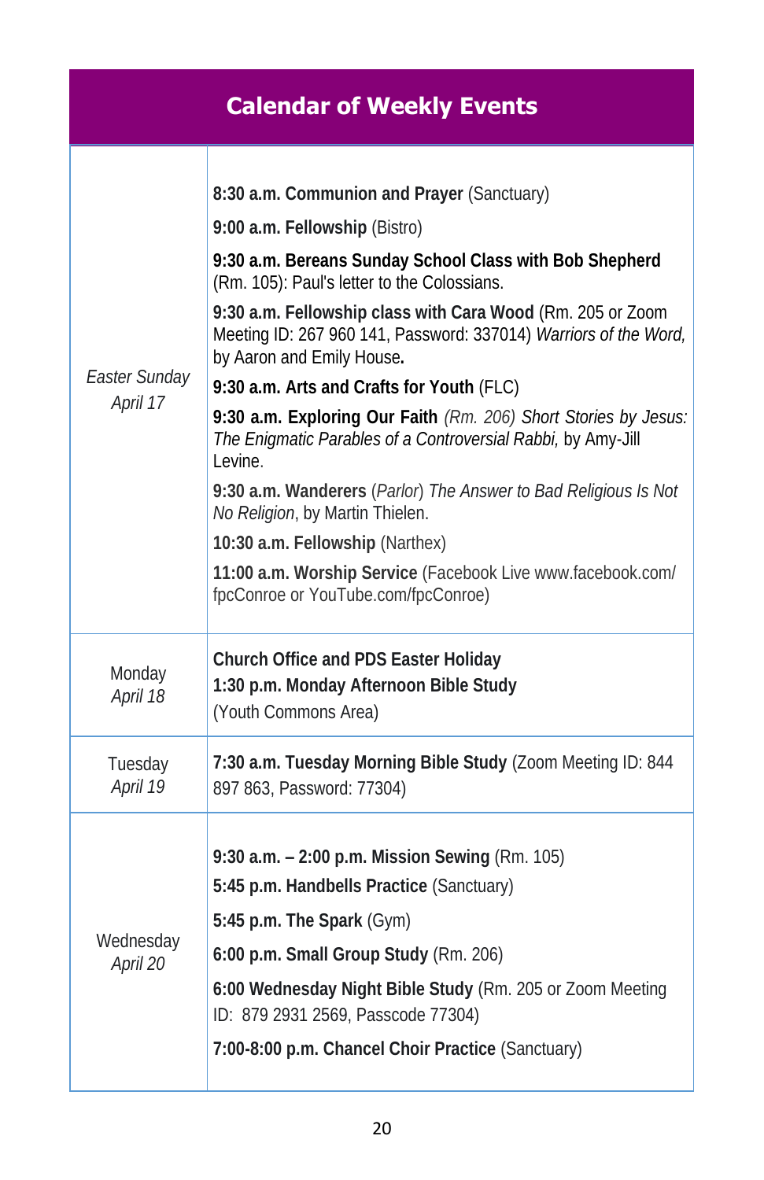# Calendar of Weekly Events

| Day | Events |
|---|---|
| *Easter Sunday April 17* | **8:30 a.m. Communion and Prayer** (Sanctuary)<br>**9:00 a.m. Fellowship** (Bistro)<br>**9:30 a.m. Bereans Sunday School Class with Bob Shepherd** (Rm. 105): Paul's letter to the Colossians.<br>**9:30 a.m. Fellowship class with Cara Wood** (Rm. 205 or Zoom Meeting ID: 267 960 141, Password: 337014) *Warriors of the Word,* by Aaron and Emily House**.**<br>**9:30 a.m. Arts and Crafts for Youth** (FLC)<br>**9:30 a.m. Exploring Our Faith** *(Rm. 206) Short Stories by Jesus: The Enigmatic Parables of a Controversial Rabbi,* by Amy-Jill Levine.<br>**9:30 a.m. Wanderers** (*Parlor*) *The Answer to Bad Religious Is Not No Religion*, by Martin Thielen.<br>**10:30 a.m. Fellowship** (Narthex)<br>**11:00 a.m. Worship Service** (Facebook Live www.facebook.com/fpcConroe or YouTube.com/fpcConroe) |
| Monday *April 18* | **Church Office and PDS Easter Holiday**<br>**1:30 p.m. Monday Afternoon Bible Study** (Youth Commons Area) |
| Tuesday *April 19* | **7:30 a.m. Tuesday Morning Bible Study** (Zoom Meeting ID: 844 897 863, Password: 77304) |
| Wednesday *April 20* | **9:30 a.m. – 2:00 p.m. Mission Sewing** (Rm. 105)<br>**5:45 p.m. Handbells Practice** (Sanctuary)<br>**5:45 p.m. The Spark** (Gym)<br>**6:00 p.m. Small Group Study** (Rm. 206)<br>**6:00 Wednesday Night Bible Study** (Rm. 205 or Zoom Meeting ID: 879 2931 2569, Passcode 77304)<br>**7:00-8:00 p.m. Chancel Choir Practice** (Sanctuary) |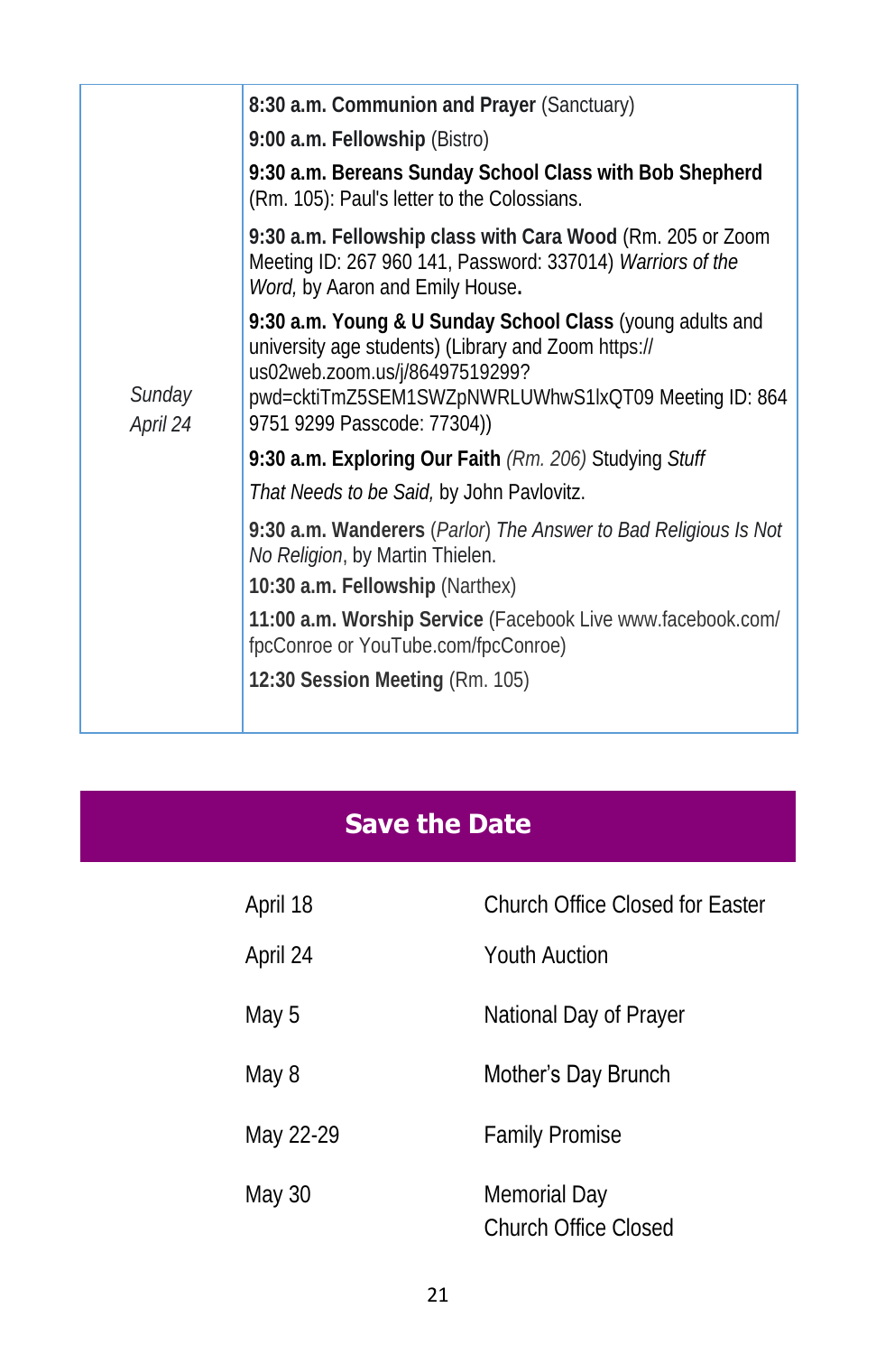| | |
|---|---|
| *Sunday April 24* | **8:30 a.m. Communion and Prayer** (Sanctuary)<br>**9:00 a.m. Fellowship** (Bistro)<br>**9:30 a.m. Bereans Sunday School Class with Bob Shepherd** (Rm. 105): Paul's letter to the Colossians.<br>**9:30 a.m. Fellowship class with Cara Wood** (Rm. 205 or Zoom Meeting ID: 267 960 141, Password: 337014) *Warriors of the Word,* by Aaron and Emily House**.**<br>**9:30 a.m. Young & U Sunday School Class** (young adults and university age students) (Library and Zoom https://us02web.zoom.us/j/86497519299?pwd=cktiTmZ5SEM1SWZpNWRLUWhwS1lxQT09 Meeting ID: 864 9751 9299 Passcode: 77304))<br>**9:30 a.m. Exploring Our Faith** *(Rm. 206)* Studying *Stuff That Needs to be Said,* by John Pavlovitz.<br>**9:30 a.m. Wanderers** (*Parlor*) *The Answer to Bad Religious Is Not No Religion*, by Martin Thielen.<br>**10:30 a.m. Fellowship** (Narthex)<br>**11:00 a.m. Worship Service** (Facebook Live www.facebook.com/fpcConroe or YouTube.com/fpcConroe)<br>**12:30 Session Meeting** (Rm. 105) |

## Save the Date

| | |
|---|---|
| April 18 | Church Office Closed for Easter |
| April 24 | Youth Auction |
| May 5 | National Day of Prayer |
| May 8 | Mother's Day Brunch |
| May 22-29 | Family Promise |
| May 30 | Memorial Day<br>Church Office Closed |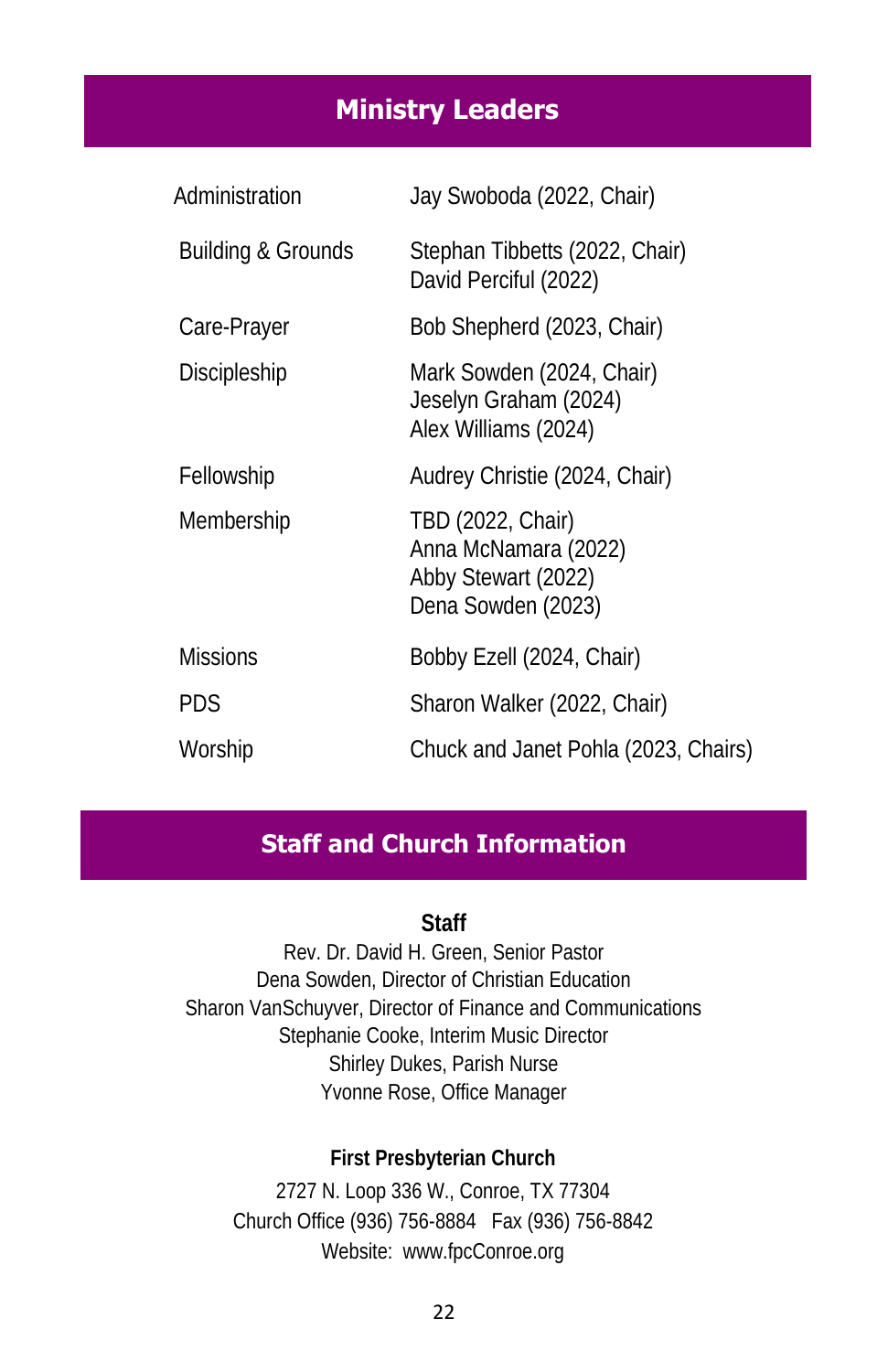## Ministry Leaders

| | |
|---|---|
| Administration | Jay Swoboda (2022, Chair) |
| Building & Grounds | Stephan Tibbetts (2022, Chair)<br>David Perciful (2022) |
| Care-Prayer | Bob Shepherd (2023, Chair) |
| Discipleship | Mark Sowden (2024, Chair)<br>Jeselyn Graham (2024)<br>Alex Williams (2024) |
| Fellowship | Audrey Christie (2024, Chair) |
| Membership | TBD (2022, Chair)<br>Anna McNamara (2022)<br>Abby Stewart (2022)<br>Dena Sowden (2023) |
| Missions | Bobby Ezell (2024, Chair) |
| PDS | Sharon Walker (2022, Chair) |
| Worship | Chuck and Janet Pohla (2023, Chairs) |

## Staff and Church Information

**Staff**

Rev. Dr. David H. Green, Senior Pastor
Dena Sowden, Director of Christian Education
Sharon VanSchuyver, Director of Finance and Communications
Stephanie Cooke, Interim Music Director
Shirley Dukes, Parish Nurse
Yvonne Rose, Office Manager

**First Presbyterian Church**

2727 N. Loop 336 W., Conroe, TX 77304
Church Office (936) 756-8884 Fax (936) 756-8842
Website: www.fpcConroe.org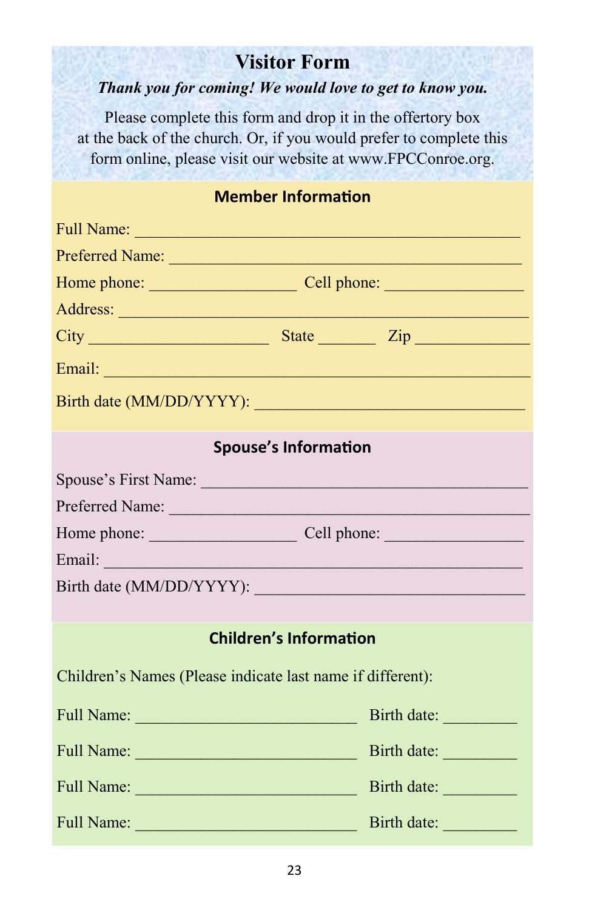# Visitor Form

***Thank you for coming! We would love to get to know you.***

Please complete this form and drop it in the offertory box at the back of the church. Or, if you would prefer to complete this form online, please visit our website at www.FPCConroe.org.

## Member Information

Full Name: ______________________________________________

Preferred Name: __________________________________________

Home phone: _________________ Cell phone: ________________

Address: ________________________________________________

City _____________________ State _______ Zip _____________

Email: __________________________________________________

Birth date (MM/DD/YYYY): ________________________________

## Spouse's Information

Spouse's First Name: ______________________________________

Preferred Name: __________________________________________

Home phone: _________________ Cell phone: ________________

Email: __________________________________________________

Birth date (MM/DD/YYYY): ________________________________

## Children's Information

Children's Names (Please indicate last name if different):

Full Name: ___________________________ Birth date: _________

Full Name: ___________________________ Birth date: _________

Full Name: ___________________________ Birth date: _________

Full Name: ___________________________ Birth date: _________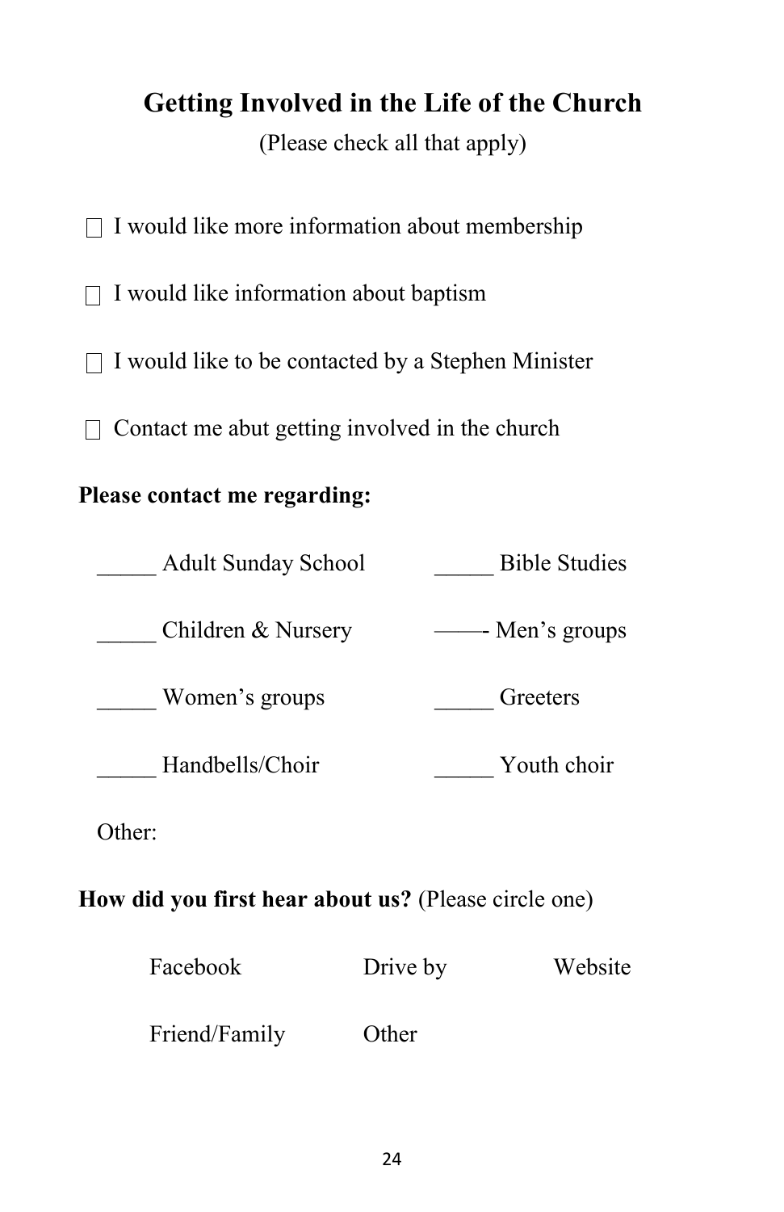## Getting Involved in the Life of the Church

(Please check all that apply)

☐ I would like more information about membership

☐ I would like information about baptism

☐ I would like to be contacted by a Stephen Minister

☐ Contact me abut getting involved in the church

**Please contact me regarding:**

_____ Adult Sunday School

_____ Bible Studies

_____ Children & Nursery

——- Men's groups

_____ Women's groups

_____ Greeters

_____ Handbells/Choir

_____ Youth choir

Other:

**How did you first hear about us?** (Please circle one)

Facebook

Drive by

Website

Friend/Family

Other